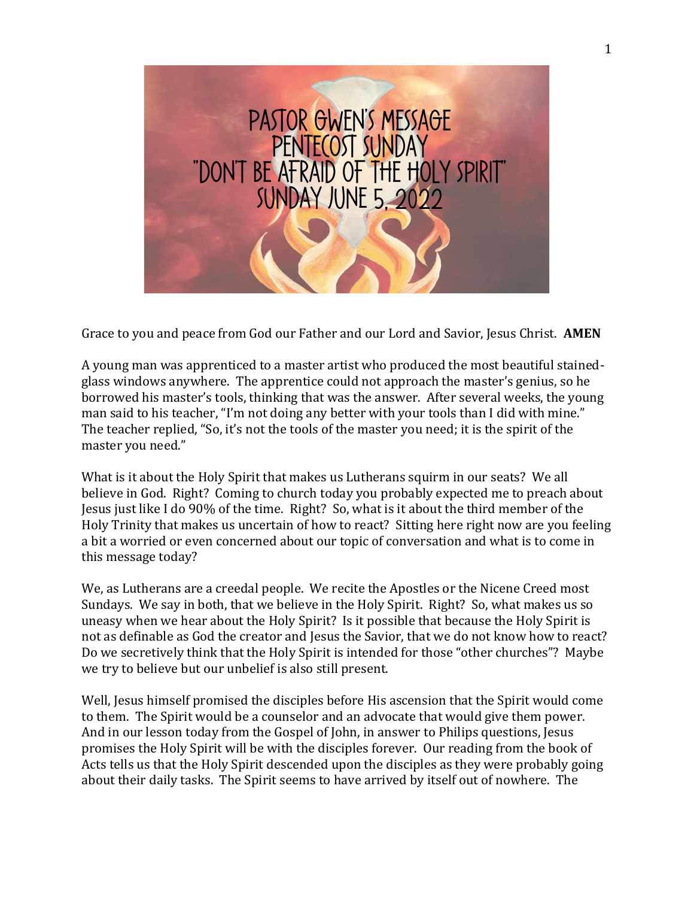# PASTOR GWEN'S MESSAGE
# PENTECOST SUNDAY
# "DON'T BE AFRAID OF THE HOLY SPIRIT"
# SUNDAY JUNE 5, 2022

Grace to you and peace from God our Father and our Lord and Savior, Jesus Christ. **AMEN**

A young man was apprenticed to a master artist who produced the most beautiful stained-glass windows anywhere. The apprentice could not approach the master's genius, so he borrowed his master's tools, thinking that was the answer. After several weeks, the young man said to his teacher, "I'm not doing any better with your tools than I did with mine." The teacher replied, "So, it's not the tools of the master you need; it is the spirit of the master you need."

What is it about the Holy Spirit that makes us Lutherans squirm in our seats? We all believe in God. Right? Coming to church today you probably expected me to preach about Jesus just like I do 90% of the time. Right? So, what is it about the third member of the Holy Trinity that makes us uncertain of how to react? Sitting here right now are you feeling a bit a worried or even concerned about our topic of conversation and what is to come in this message today?

We, as Lutherans are a creedal people. We recite the Apostles or the Nicene Creed most Sundays. We say in both, that we believe in the Holy Spirit. Right? So, what makes us so uneasy when we hear about the Holy Spirit? Is it possible that because the Holy Spirit is not as definable as God the creator and Jesus the Savior, that we do not know how to react? Do we secretively think that the Holy Spirit is intended for those "other churches"? Maybe we try to believe but our unbelief is also still present.

Well, Jesus himself promised the disciples before His ascension that the Spirit would come to them. The Spirit would be a counselor and an advocate that would give them power. And in our lesson today from the Gospel of John, in answer to Philips questions, Jesus promises the Holy Spirit will be with the disciples forever. Our reading from the book of Acts tells us that the Holy Spirit descended upon the disciples as they were probably going about their daily tasks. The Spirit seems to have arrived by itself out of nowhere. The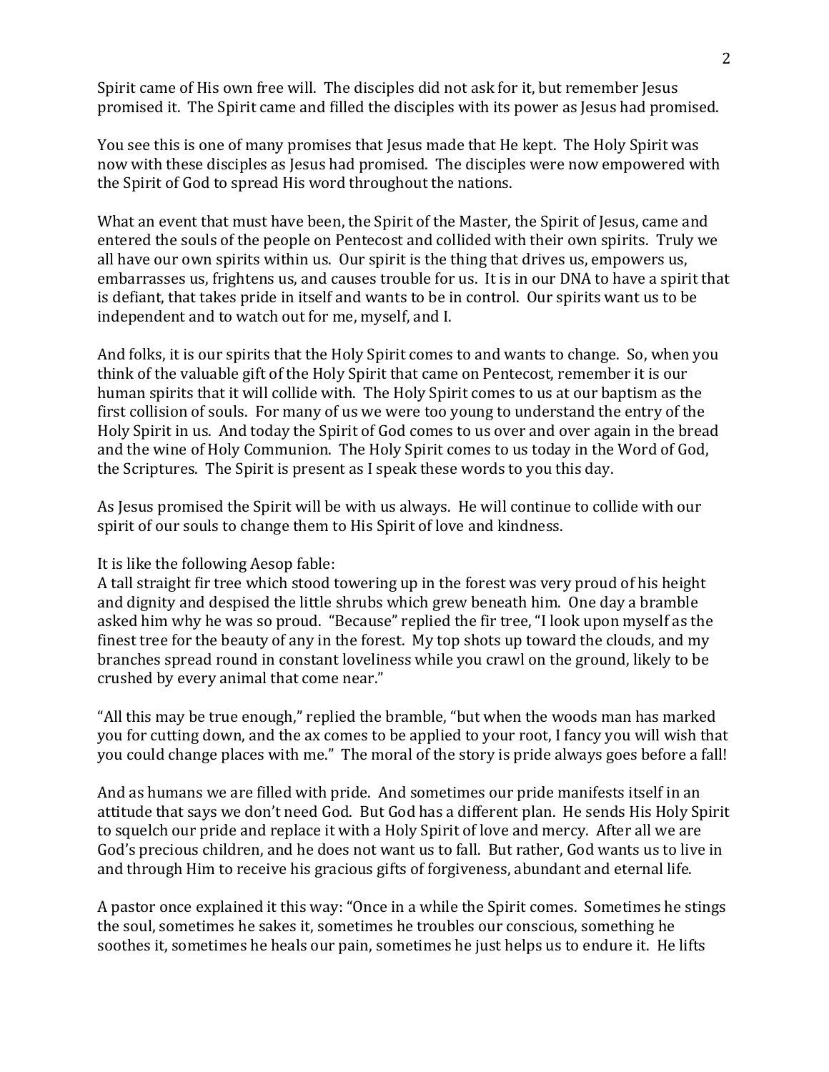Spirit came of His own free will. The disciples did not ask for it, but remember Jesus promised it. The Spirit came and filled the disciples with its power as Jesus had promised.

You see this is one of many promises that Jesus made that He kept. The Holy Spirit was now with these disciples as Jesus had promised. The disciples were now empowered with the Spirit of God to spread His word throughout the nations.

What an event that must have been, the Spirit of the Master, the Spirit of Jesus, came and entered the souls of the people on Pentecost and collided with their own spirits. Truly we all have our own spirits within us. Our spirit is the thing that drives us, empowers us, embarrasses us, frightens us, and causes trouble for us. It is in our DNA to have a spirit that is defiant, that takes pride in itself and wants to be in control. Our spirits want us to be independent and to watch out for me, myself, and I.

And folks, it is our spirits that the Holy Spirit comes to and wants to change. So, when you think of the valuable gift of the Holy Spirit that came on Pentecost, remember it is our human spirits that it will collide with. The Holy Spirit comes to us at our baptism as the first collision of souls. For many of us we were too young to understand the entry of the Holy Spirit in us. And today the Spirit of God comes to us over and over again in the bread and the wine of Holy Communion. The Holy Spirit comes to us today in the Word of God, the Scriptures. The Spirit is present as I speak these words to you this day.

As Jesus promised the Spirit will be with us always. He will continue to collide with our spirit of our souls to change them to His Spirit of love and kindness.

It is like the following Aesop fable:
A tall straight fir tree which stood towering up in the forest was very proud of his height and dignity and despised the little shrubs which grew beneath him. One day a bramble asked him why he was so proud. "Because" replied the fir tree, "I look upon myself as the finest tree for the beauty of any in the forest. My top shots up toward the clouds, and my branches spread round in constant loveliness while you crawl on the ground, likely to be crushed by every animal that come near."

"All this may be true enough," replied the bramble, "but when the woods man has marked you for cutting down, and the ax comes to be applied to your root, I fancy you will wish that you could change places with me." The moral of the story is pride always goes before a fall!

And as humans we are filled with pride. And sometimes our pride manifests itself in an attitude that says we don't need God. But God has a different plan. He sends His Holy Spirit to squelch our pride and replace it with a Holy Spirit of love and mercy. After all we are God's precious children, and he does not want us to fall. But rather, God wants us to live in and through Him to receive his gracious gifts of forgiveness, abundant and eternal life.

A pastor once explained it this way: "Once in a while the Spirit comes. Sometimes he stings the soul, sometimes he sakes it, sometimes he troubles our conscious, something he soothes it, sometimes he heals our pain, sometimes he just helps us to endure it. He lifts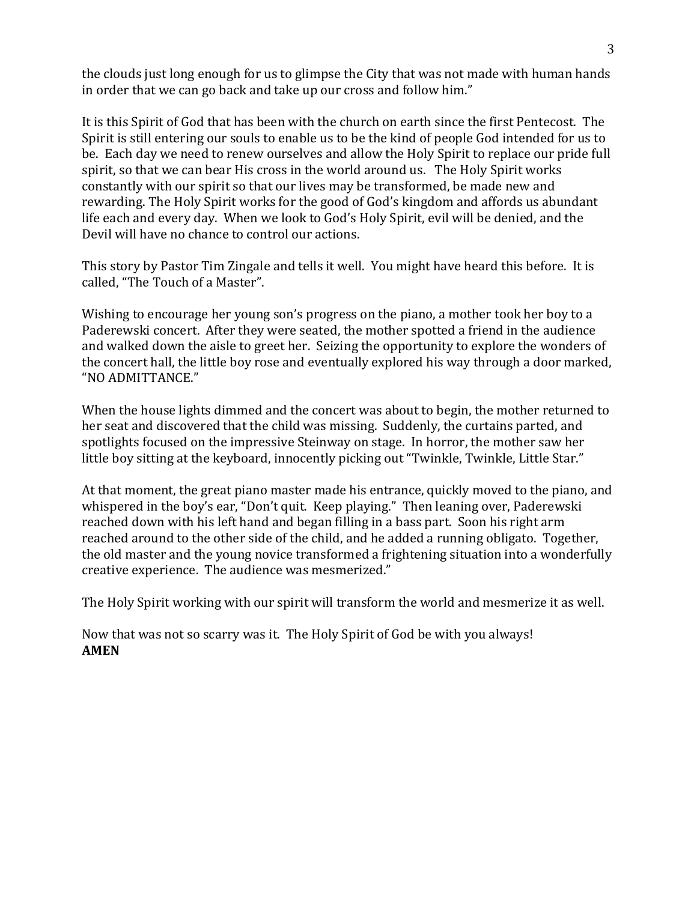the clouds just long enough for us to glimpse the City that was not made with human hands in order that we can go back and take up our cross and follow him."

It is this Spirit of God that has been with the church on earth since the first Pentecost. The Spirit is still entering our souls to enable us to be the kind of people God intended for us to be. Each day we need to renew ourselves and allow the Holy Spirit to replace our pride full spirit, so that we can bear His cross in the world around us. The Holy Spirit works constantly with our spirit so that our lives may be transformed, be made new and rewarding. The Holy Spirit works for the good of God's kingdom and affords us abundant life each and every day. When we look to God's Holy Spirit, evil will be denied, and the Devil will have no chance to control our actions.

This story by Pastor Tim Zingale and tells it well. You might have heard this before. It is called, "The Touch of a Master".

Wishing to encourage her young son's progress on the piano, a mother took her boy to a Paderewski concert. After they were seated, the mother spotted a friend in the audience and walked down the aisle to greet her. Seizing the opportunity to explore the wonders of the concert hall, the little boy rose and eventually explored his way through a door marked, "NO ADMITTANCE."

When the house lights dimmed and the concert was about to begin, the mother returned to her seat and discovered that the child was missing. Suddenly, the curtains parted, and spotlights focused on the impressive Steinway on stage. In horror, the mother saw her little boy sitting at the keyboard, innocently picking out "Twinkle, Twinkle, Little Star."

At that moment, the great piano master made his entrance, quickly moved to the piano, and whispered in the boy's ear, "Don't quit. Keep playing." Then leaning over, Paderewski reached down with his left hand and began filling in a bass part. Soon his right arm reached around to the other side of the child, and he added a running obligato. Together, the old master and the young novice transformed a frightening situation into a wonderfully creative experience. The audience was mesmerized."

The Holy Spirit working with our spirit will transform the world and mesmerize it as well.

Now that was not so scarry was it. The Holy Spirit of God be with you always!
**AMEN**